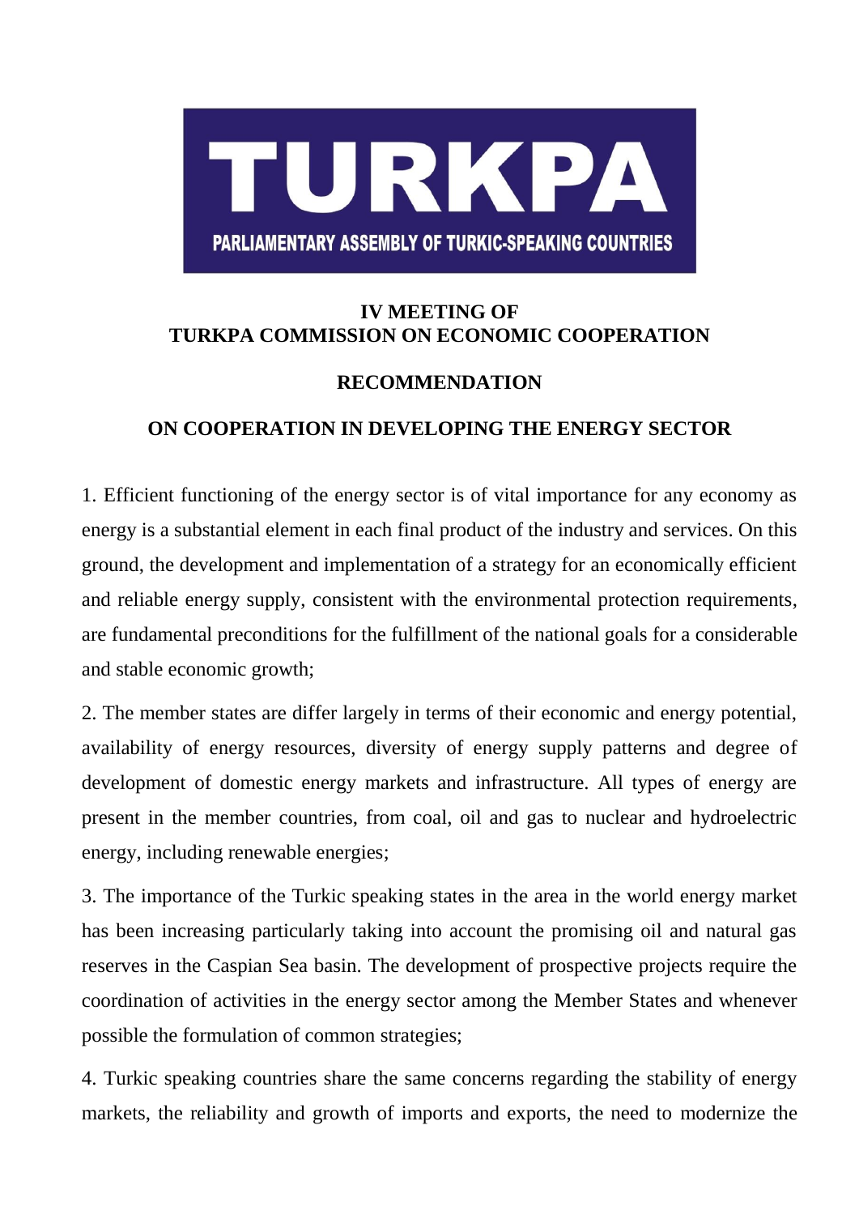TURKPA

PARLIAMENTARY ASSEMBLY OF TURKIC-SPEAKING COUNTRIES

# IV MEETING OF TURKPA COMMISSION ON ECONOMIC COOPERATION

## RECOMMENDATION

## ON COOPERATION IN DEVELOPING THE ENERGY SECTOR

1. Efficient functioning of the energy sector is of vital importance for any economy as energy is a substantial element in each final product of the industry and services. On this ground, the development and implementation of a strategy for an economically efficient and reliable energy supply, consistent with the environmental protection requirements, are fundamental preconditions for the fulfillment of the national goals for a considerable and stable economic growth;

2. The member states are differ largely in terms of their economic and energy potential, availability of energy resources, diversity of energy supply patterns and degree of development of domestic energy markets and infrastructure. All types of energy are present in the member countries, from coal, oil and gas to nuclear and hydroelectric energy, including renewable energies;

3. The importance of the Turkic speaking states in the area in the world energy market has been increasing particularly taking into account the promising oil and natural gas reserves in the Caspian Sea basin. The development of prospective projects require the coordination of activities in the energy sector among the Member States and whenever possible the formulation of common strategies;

4. Turkic speaking countries share the same concerns regarding the stability of energy markets, the reliability and growth of imports and exports, the need to modernize the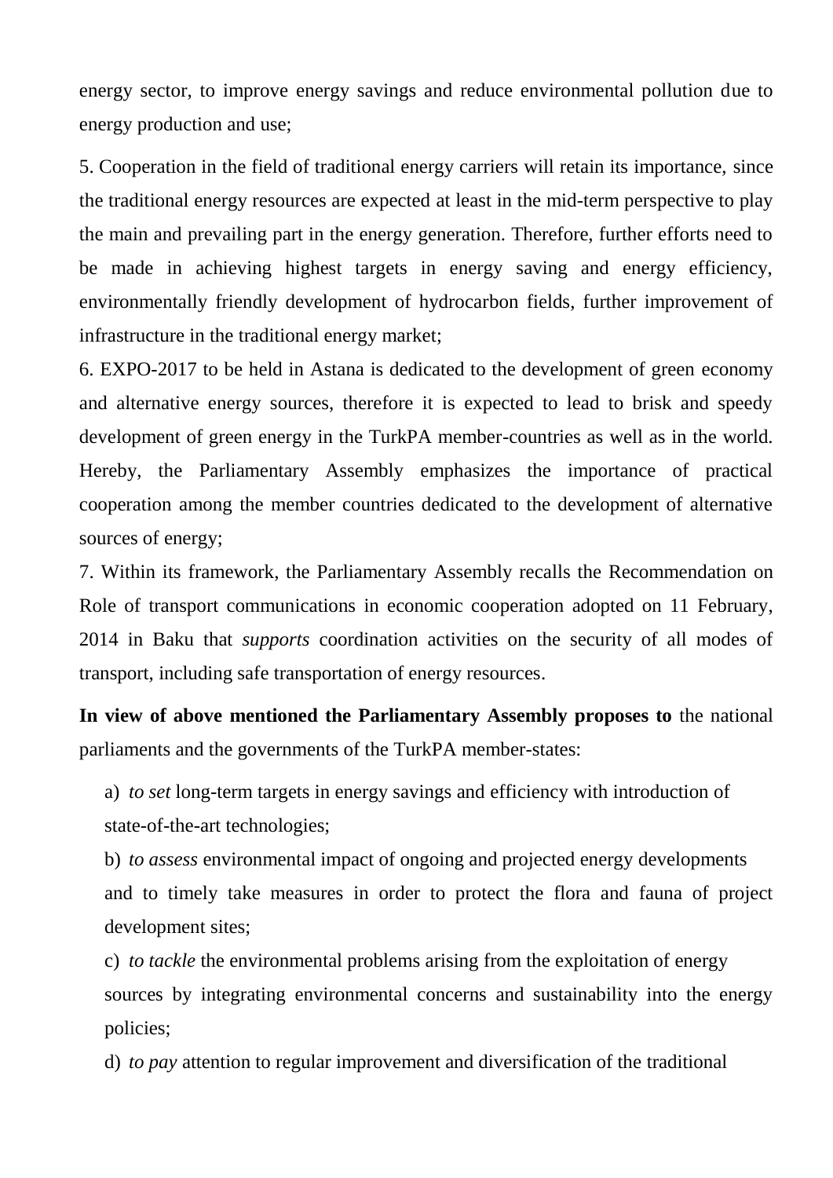energy sector, to improve energy savings and reduce environmental pollution due to energy production and use;

5. Cooperation in the field of traditional energy carriers will retain its importance, since the traditional energy resources are expected at least in the mid-term perspective to play the main and prevailing part in the energy generation. Therefore, further efforts need to be made in achieving highest targets in energy saving and energy efficiency, environmentally friendly development of hydrocarbon fields, further improvement of infrastructure in the traditional energy market;

6. EXPO-2017 to be held in Astana is dedicated to the development of green economy and alternative energy sources, therefore it is expected to lead to brisk and speedy development of green energy in the TurkPA member-countries as well as in the world. Hereby, the Parliamentary Assembly emphasizes the importance of practical cooperation among the member countries dedicated to the development of alternative sources of energy;

7. Within its framework, the Parliamentary Assembly recalls the Recommendation on Role of transport communications in economic cooperation adopted on 11 February, 2014 in Baku that *supports* coordination activities on the security of all modes of transport, including safe transportation of energy resources.

**In view of above mentioned the Parliamentary Assembly proposes to** the national parliaments and the governments of the TurkPA member-states:

a) *to set* long-term targets in energy savings and efficiency with introduction of state-of-the-art technologies;

b) *to assess* environmental impact of ongoing and projected energy developments and to timely take measures in order to protect the flora and fauna of project development sites;

c) *to tackle* the environmental problems arising from the exploitation of energy sources by integrating environmental concerns and sustainability into the energy policies;

d) *to pay* attention to regular improvement and diversification of the traditional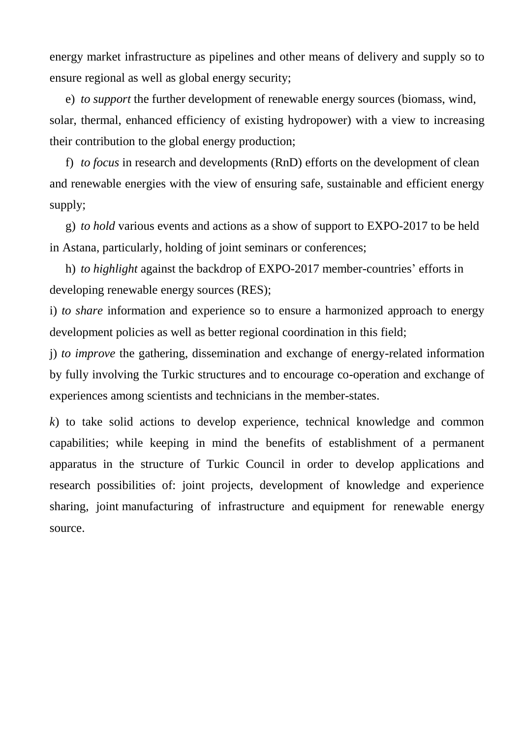energy market infrastructure as pipelines and other means of delivery and supply so to ensure regional as well as global energy security;

e) *to support* the further development of renewable energy sources (biomass, wind, solar, thermal, enhanced efficiency of existing hydropower) with a view to increasing their contribution to the global energy production;

f) *to focus* in research and developments (RnD) efforts on the development of clean and renewable energies with the view of ensuring safe, sustainable and efficient energy supply;

g) *to hold* various events and actions as a show of support to EXPO-2017 to be held in Astana, particularly, holding of joint seminars or conferences;

h) *to highlight* against the backdrop of EXPO-2017 member-countries' efforts in developing renewable energy sources (RES);

i) *to share* information and experience so to ensure a harmonized approach to energy development policies as well as better regional coordination in this field;

j) *to improve* the gathering, dissemination and exchange of energy-related information by fully involving the Turkic structures and to encourage co-operation and exchange of experiences among scientists and technicians in the member-states.

*k*) to take solid actions to develop experience, technical knowledge and common capabilities; while keeping in mind the benefits of establishment of a permanent apparatus in the structure of Turkic Council in order to develop applications and research possibilities of: joint projects, development of knowledge and experience sharing, joint manufacturing of infrastructure and equipment for renewable energy source.